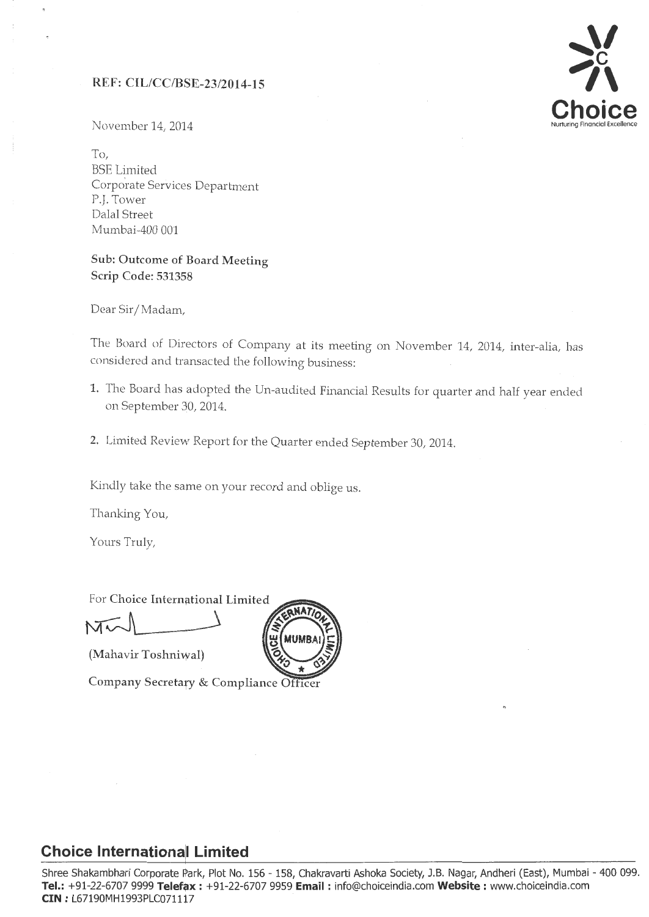**REF: CIL/CC/BSE-23/2014-15**

November 14, 2014

To,
BSE Limited
Corporate Services Department
P.J. Tower
Dalal Street
Mumbai-400 001

**Sub: Outcome of Board Meeting**
**Scrip Code: 531358**

Dear Sir/Madam,

The Board of Directors of Company at its meeting on November 14, 2014, inter-alia, has considered and transacted the following business:

1. The Board has adopted the Un-audited Financial Results for quarter and half year ended on September 30, 2014.

2. Limited Review Report for the Quarter ended September 30, 2014.

Kindly take the same on your record and oblige us.

Thanking You,

Yours Truly,

For Choice International Limited

(Mahavir Toshniwal)

Company Secretary & Compliance Officer

**Choice International Limited**

Shree Shakambhari Corporate Park, Plot No. 156 - 158, Chakravarti Ashoka Society, J.B. Nagar, Andheri (East), Mumbai - 400 099.
**Tel.:** +91-22-6707 9999 **Telefax :** +91-22-6707 9959 **Email :** info@choiceindia.com **Website :** www.choiceindia.com
**CIN :** L67190MH1993PLC071117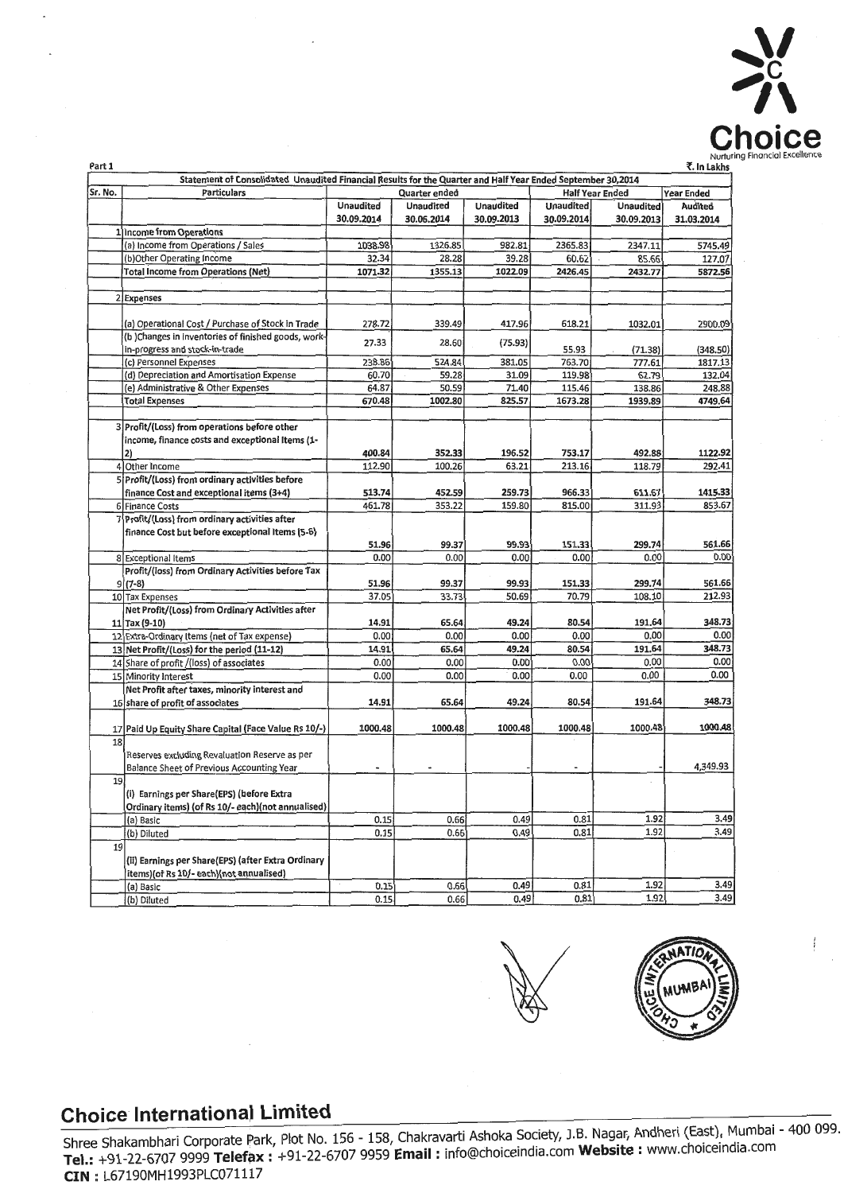Choice

Nurturing Financial Excellence

Part 1

₹. In Lakhs

| Sr. No. | Particulars | Quarter ended | | | Half Year Ended | | Year Ended |
|---|---|---|---|---|---|---|---|
| | | Unaudited | Unaudited | Unaudited | Unaudited | Unaudited | Audited |
| | | 30.09.2014 | 30.06.2014 | 30.09.2013 | 30.09.2014 | 30.09.2013 | 31.03.2014 |
| 1 | Income from Operations | | | | | | |
| | (a) Income from Operations / Sales | 1038.98 | 1326.85 | 982.81 | 2365.83 | 2347.11 | 5745.49 |
| | (b)Other Operating Income | 32.34 | 28.28 | 39.28 | 60.62 | 85.66 | 127.07 |
| | Total Income from Operations (Net) | 1071.32 | 1355.13 | 1022.09 | 2426.45 | 2432.77 | 5872.56 |
| 2 | Expenses | | | | | | |
| | (a) Operational Cost / Purchase of Stock in Trade | 278.72 | 339.49 | 417.96 | 618.21 | 1032.01 | 2900.09 |
| | (b )Changes in inventories of finished goods, work-in-progress and stock-in-trade | 27.33 | 28.60 | (75.93) | 55.93 | (71.38) | (348.50) |
| | (c) Personnel Expenses | 238.86 | 524.84 | 381.05 | 763.70 | 777.61 | 1817.13 |
| | (d) Depreciation and Amortisation Expense | 60.70 | 59.28 | 31.09 | 119.98 | 62.79 | 132.04 |
| | (e) Administrative & Other Expenses | 64.87 | 50.59 | 71.40 | 115.46 | 138.86 | 248.88 |
| | Total Expenses | 670.48 | 1002.80 | 825.57 | 1673.28 | 1939.89 | 4749.64 |
| 3 | Profit/(Loss) from operations before other income, finance costs and exceptional Items (1-2) | 400.84 | 352.33 | 196.52 | 753.17 | 492.88 | 1122.92 |
| 4 | Other Income | 112.90 | 100.26 | 63.21 | 213.16 | 118.79 | 292.41 |
| 5 | Profit/(Loss) from ordinary activities before finance Cost and exceptional items (3+4) | 513.74 | 452.59 | 259.73 | 966.33 | 611.67 | 1415.33 |
| 6 | Finance Costs | 461.78 | 353.22 | 159.80 | 815.00 | 311.93 | 853.67 |
| 7 | Profit/(Loss) from ordinary activities after finance Cost but before exceptional items (5-6) | 51.96 | 99.37 | 99.93 | 151.33 | 299.74 | 561.66 |
| 8 | Exceptional Items | 0.00 | 0.00 | 0.00 | 0.00 | 0.00 | 0.00 |
| 9 | Profit/(loss) from Ordinary Activities before Tax (7-8) | 51.96 | 99.37 | 99.93 | 151.33 | 299.74 | 561.66 |
| 10 | Tax Expenses | 37.05 | 33.73 | 50.69 | 70.79 | 108.10 | 212.93 |
| 11 | Net Profit/(Loss) from Ordinary Activities after Tax (9-10) | 14.91 | 65.64 | 49.24 | 80.54 | 191.64 | 348.73 |
| 12 | Extra-Ordinary Items (net of Tax expense) | 0.00 | 0.00 | 0.00 | 0.00 | 0.00 | 0.00 |
| 13 | Net Profit/(Loss) for the period (11-12) | 14.91 | 65.64 | 49.24 | 80.54 | 191.64 | 348.73 |
| 14 | Share of profit /(loss) of associates | 0.00 | 0.00 | 0.00 | 0.00 | 0.00 | 0.00 |
| 15 | Minority Interest | 0.00 | 0.00 | 0.00 | 0.00 | 0.00 | 0.00 |
| 16 | Net Profit after taxes, minority interest and share of profit of associates | 14.91 | 65.64 | 49.24 | 80.54 | 191.64 | 348.73 |
| 17 | Paid Up Equity Share Capital (Face Value Rs 10/-) | 1000.48 | 1000.48 | 1000.48 | 1000.48 | 1000.48 | 1000.48 |
| 18 | Reserves excluding Revaluation Reserve as per Balance Sheet of Previous Accounting Year | - | - | - | - | - | 4,349.93 |
| 19 | (i) Earnings per Share(EPS) (before Extra Ordinary items) (of Rs 10/- each)(not annualised) | | | | | | |
| | (a) Basic | 0.15 | 0.66 | 0.49 | 0.81 | 1.92 | 3.49 |
| | (b) Diluted | 0.15 | 0.66 | 0.49 | 0.81 | 1.92 | 3.49 |
| 19 | (ii) Earnings per Share(EPS) (after Extra Ordinary items)(of Rs 10/- each)(not annualised) | | | | | | |
| | (a) Basic | 0.15 | 0.66 | 0.49 | 0.81 | 1.92 | 3.49 |
| | (b) Diluted | 0.15 | 0.66 | 0.49 | 0.81 | 1.92 | 3.49 |

Statement of Consolidated Unaudited Financial Results for the Quarter and Half Year Ended September 30,2014

## Choice International Limited

Shree Shakambhari Corporate Park, Plot No. 156 - 158, Chakravarti Ashoka Society, J.B. Nagar, Andheri (East), Mumbai - 400 099.
**Tel.:** +91-22-6707 9999 **Telefax :** +91-22-6707 9959 **Email :** info@choiceindia.com **Website :** www.choiceindia.com
**CIN :** L67190MH1993PLC071117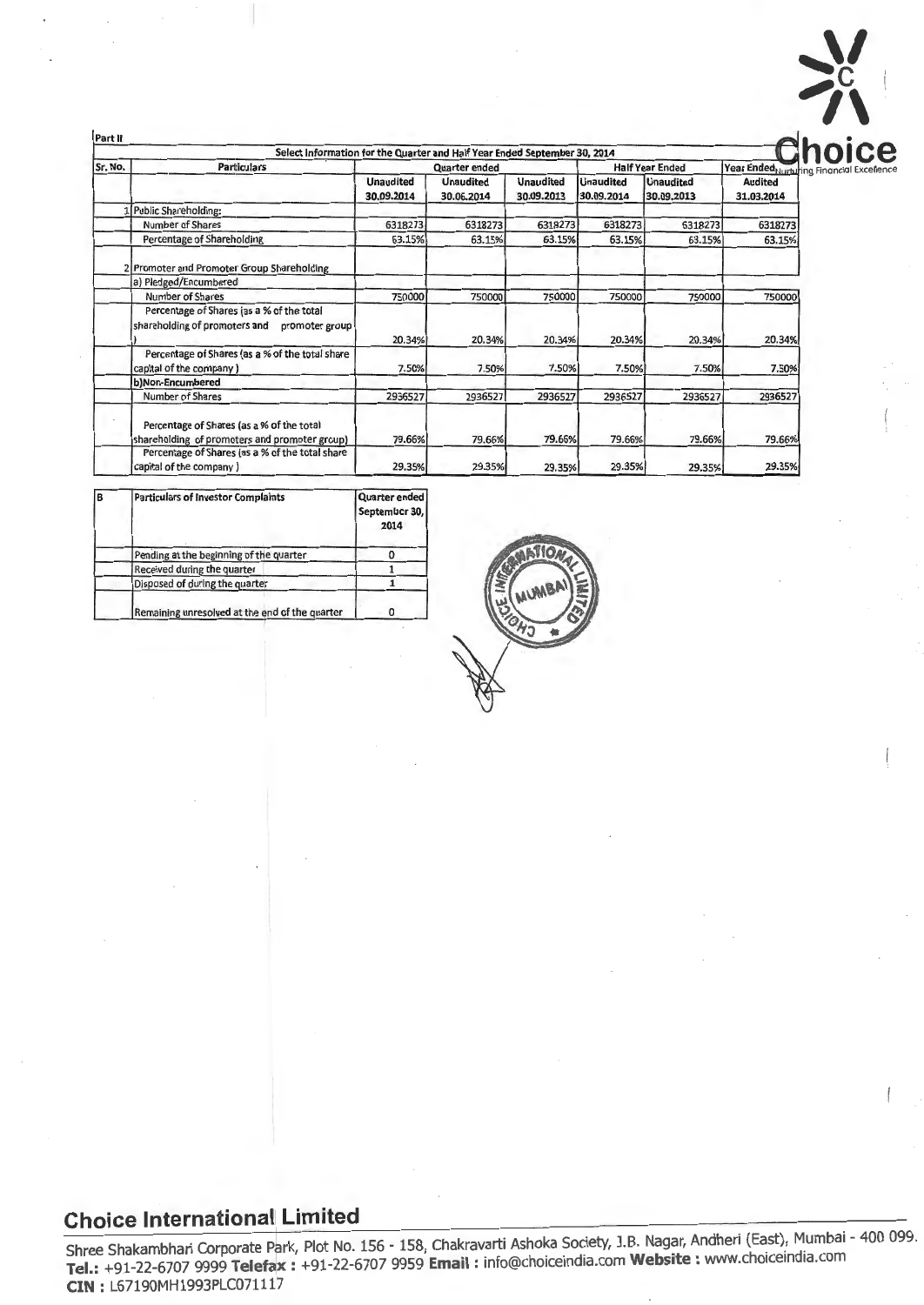Part II

| Sr. No. | Particulars | Quarter ended | | | Half Year Ended | | Year Ended |
|---|---|---|---|---|---|---|---|
| | | Unaudited 30.09.2014 | Unaudited 30.06.2014 | Unaudited 30.09.2013 | Unaudited 30.09.2014 | Unaudited 30.09.2013 | Audited 31.03.2014 |
| | **Select Information for the Quarter and Half Year Ended September 30, 2014** | | | | | | |
| 1 | Public Shareholding: | | | | | | |
| | Number of Shares | 6318273 | 6318273 | 6318273 | 6318273 | 6318273 | 6318273 |
| | Percentage of Shareholding | 63.15% | 63.15% | 63.15% | 63.15% | 63.15% | 63.15% |
| 2 | Promoter and Promoter Group Shareholding | | | | | | |
| | a) Pledged/Encumbered | | | | | | |
| | Number of Shares | 750000 | 750000 | 750000 | 750000 | 750000 | 750000 |
| | Percentage of Shares (as a % of the total shareholding of promoters and promoter group) | 20.34% | 20.34% | 20.34% | 20.34% | 20.34% | 20.34% |
| | Percentage of Shares (as a % of the total share capital of the company) | 7.50% | 7.50% | 7.50% | 7.50% | 7.50% | 7.50% |
| | b)Non-Encumbered | | | | | | |
| | Number of Shares | 2936527 | 2936527 | 2936527 | 2936527 | 2936527 | 2936527 |
| | Percentage of Shares (as a % of the total shareholding of promoters and promoter group) | 79.66% | 79.66% | 79.66% | 79.66% | 79.66% | 79.66% |
| | Percentage of Shares (as a % of the total share capital of the company) | 29.35% | 29.35% | 29.35% | 29.35% | 29.35% | 29.35% |

| B | Particulars of Investor Complaints | Quarter ended September 30, 2014 |
|---|---|---|
| | Pending at the beginning of the quarter | 0 |
| | Received during the quarter | 1 |
| | Disposed of during the quarter | 1 |
| | Remaining unresolved at the end of the quarter | 0 |

## Choice International Limited

Shree Shakambhari Corporate Park, Plot No. 156 - 158, Chakravarti Ashoka Society, J.B. Nagar, Andheri (East), Mumbai - 400 099.
**Tel.:** +91-22-6707 9999 **Telefax :** +91-22-6707 9959 **Email :** info@choiceindia.com **Website :** www.choiceindia.com
**CIN :** L67190MH1993PLC071117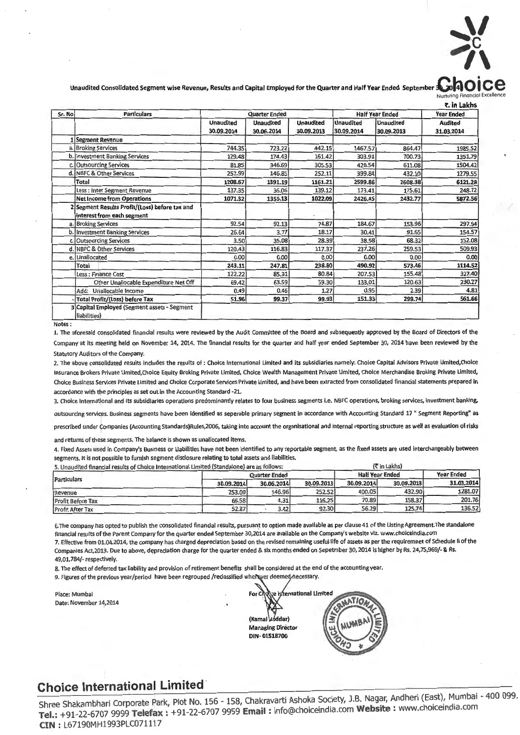# Choice
Nurturing Financial Excellence

**Unaudited Consolidated Segment wise Revenue, Results and Capital Employed for the Quarter and Half Year Ended September 30, 2014**

₹. in Lakhs

| Sr. No | Particulars | Quarter Ended | | | Half Year Ended | | Year Ended |
|---|---|---|---|---|---|---|---|
| | | Unaudited 30.09.2014 | Unaudited 30.06.2014 | Unaudited 30.09.2013 | Unaudited 30.09.2014 | Unaudited 30.09.2013 | Audited 31.03.2014 |
| 1 | **Segment Revenue** | | | | | | |
| a. | Broking Services | 744.35 | 723.22 | 442.15 | 1467.57 | 864.47 | 1985.52 |
| b. | Investment Banking Services | 129.48 | 174.43 | 161.42 | 303.91 | 700.73 | 1351.79 |
| c. | Outsourcing Services | 81.85 | 346.69 | 305.53 | 428.54 | 611.08 | 1504.42 |
| d. | NBFC & Other Services | 252.99 | 146.85 | 252.11 | 399.84 | 432.10 | 1279.55 |
| | Total | 1208.67 | 1391.19 | 1161.21 | 2599.86 | 2608.38 | 6121.28 |
| | Less : Inter Segment Revenue | 137.35 | 36.06 | 139.12 | 173.41 | 175.61 | 248.72 |
| | **Net Income from Operations** | 1071.32 | 1355.13 | 1022.09 | 2426.45 | 2432.77 | 5872.56 |
| 2 | **Segment Results Profit/(Loss) before tax and interest from each segment** | | | | | | |
| a. | Broking Services | 92.54 | 92.13 | 74.87 | 184.67 | 153.96 | 297.94 |
| b. | Investment Banking Services | 26.64 | 3.77 | 18.17 | 30.41 | 91.65 | 154.57 |
| c. | Outsourcing Services | 3.50 | 35.08 | 28.39 | 38.58 | 68.32 | 152.08 |
| d. | NBFC & Other Services | 120.43 | 116.83 | 117.37 | 237.26 | 259.53 | 509.93 |
| e. | Unallocated | 0.00 | 0.00 | 0.00 | 0.00 | 0.00 | 0.00 |
| | Total | 243.11 | 247.81 | 238.80 | 490.92 | 573.46 | 1114.52 |
| | Less : Finance Cost | 122.22 | 85.31 | 80.84 | 207.53 | 155.48 | 327.40 |
| | Other Unallocable Expenditure Net Off | 69.42 | 63.59 | 59.30 | 133.01 | 120.63 | 230.27 |
| | Add: Unallocable Income | 0.49 | 0.46 | 1.27 | 0.95 | 2.39 | 4.81 |
| | **Total Profit/(Loss) before Tax** | 51.96 | 99.37 | 99.93 | 151.33 | 299.74 | 561.66 |
| 3 | **Capital Employed** (Segment assets - Segment liabilities) | | | | | | |

Notes :

1. The aforesaid consolidated financial results were reviewed by the Audit Committee of the Board and subsequently approved by the Board of Directors of the Company at its meeting held on November 14, 2014. The financial results for the quarter and half year ended September 30, 2014 have been reviewed by the Statutory Auditors of the Company.

2. The above consolidated results includes the results of : Choice International Limited and its subsidiaries namely: Choice Capital Advisors Private Limited,Choice Insurance Brokers Private Limited,Choice Equity Broking Private Limited, Choice Wealth Management Private Limited, Choice Merchandise Broking Private Limited, Choice Business Services Private Limited and Choice Corporate Services Private Limited, and have been extracted from consolidated financial statements prepared in accordance with the principles as set out in the Accounting Standard -21.

3. Choice International and its subsidiaries operations predominantly relates to four business segments i.e. NBFC operations, broking services, investment banking, outsourcing services. Business segments have been identified as seperable primary segment in accordance with Accounting Standard 17 " Segment Reporting" as prescribed under Companies (Accounting Standards)Rules,2006, taking into account the organisational and internal reporting structure as well as evaluation of risks and returns of these segments. The balance is shown as unallocated items.

4. Fixed Assets used in Company's Business or Liabilities have not been identified to any reportable segment, as the fixed assets are used interchangeably between segments. It is not possible to furnish segment disclosure relating to total assets and liabilities.

5. Unaudited financial results of Choice International Limited (Standalone) are as follows:

(₹ in Lakhs)

| Particulars | Quarter Ended | | | Half Year Ended | | Year Ended |
|---|---|---|---|---|---|---|
| | 30.09.2014 | 30.06.2014 | 30.09.2013 | 30.09.2014 | 30.09.2013 | 31.03.2014 |
| Revenue | 253.09 | 146.96 | 252.52 | 400.05 | 432.90 | 1281.07 |
| Profit Before Tax | 66.58 | 4.31 | 116.25 | 70.89 | 158.37 | 201.76 |
| Profit After Tax | 52.87 | 3.42 | 92.30 | 56.29 | 125.74 | 136.52 |

6.The company has opted to publish the consolidated financial results, pursuant to option made available as per clause 41 of the Listing Agreement.The standalone financial results of the Parent Company for the quarter ended September 30,2014 are available on the Company's website viz. www.choiceindia.com

7. Effective from 01.04.2014, the company has charged depreciation based on the revised remaining useful life of assets as per the requiremnet of Schedule II of the Companies Act,2013. Due to above, depreciation charge for the quarter ended & six months ended on Sepetmber 30, 2014 is higher by Rs. 24,75,969/- & Rs. 49,01,784/- respectively.

8. The effect of deferred tax liability and provision of retirement benefits shall be considered at the end of the accounting year.

9. Figures of the previous year/period have been regrouped /reclassified wherever deemed necessary.

Place: Mumbai
Date: November 14,2014

For Choice International Limited

(Kamal Poddar)
Managing Director
DIN- 01518700

## Choice International Limited

Shree Shakambhari Corporate Park, Plot No. 156 - 158, Chakravarti Ashoka Society, J.B. Nagar, Andheri (East), Mumbai - 400 099.
**Tel.:** +91-22-6707 9999 **Telefax :** +91-22-6707 9959 **Email :** info@choiceindia.com **Website :** www.choiceindia.com
**CIN :** L67190MH1993PLC071117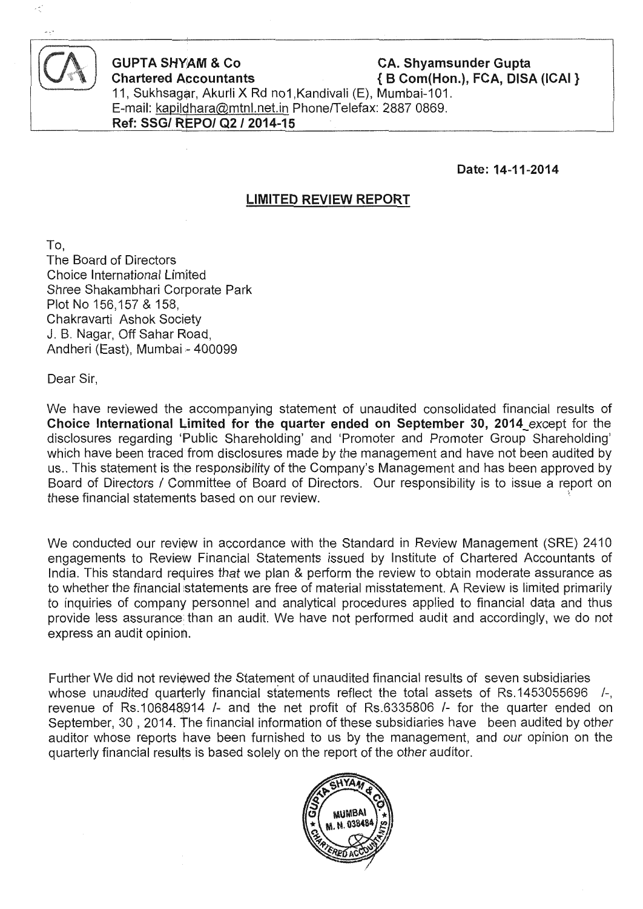**GUPTA SHYAM & Co**
**Chartered Accountants**

**CA. Shyamsunder Gupta**
**{ B Com(Hon.), FCA, DISA (ICAI }**

11, Sukhsagar, Akurli X Rd no1,Kandivali (E), Mumbai-101.
E-mail: kapildhara@mtnl.net.in Phone/Telefax: 2887 0869.
**Ref: SSG/ REPO/ Q2 / 2014-15**

**Date: 14-11-2014**

## LIMITED REVIEW REPORT

To,
The Board of Directors
Choice International Limited
Shree Shakambhari Corporate Park
Plot No 156,157 & 158,
Chakravarti Ashok Society
J. B. Nagar, Off Sahar Road,
Andheri (East), Mumbai - 400099

Dear Sir,

We have reviewed the accompanying statement of unaudited consolidated financial results of **Choice International Limited for the quarter ended on September 30, 2014** except for the disclosures regarding 'Public Shareholding' and 'Promoter and Promoter Group Shareholding' which have been traced from disclosures made by the management and have not been audited by us.. This statement is the responsibility of the Company's Management and has been approved by Board of Directors / Committee of Board of Directors. Our responsibility is to issue a report on these financial statements based on our review.

We conducted our review in accordance with the Standard in Review Management (SRE) 2410 engagements to Review Financial Statements issued by Institute of Chartered Accountants of India. This standard requires that we plan & perform the review to obtain moderate assurance as to whether the financial statements are free of material misstatement. A Review is limited primarily to inquiries of company personnel and analytical procedures applied to financial data and thus provide less assurance than an audit. We have not performed audit and accordingly, we do not express an audit opinion.

Further We did not reviewed the Statement of unaudited financial results of seven subsidiaries whose unaudited quarterly financial statements reflect the total assets of Rs.1453055696 /-, revenue of Rs.106848914 /- and the net profit of Rs.6335806 /- for the quarter ended on September, 30 , 2014. The financial information of these subsidiaries have been audited by other auditor whose reports have been furnished to us by the management, and our opinion on the quarterly financial results is based solely on the report of the other auditor.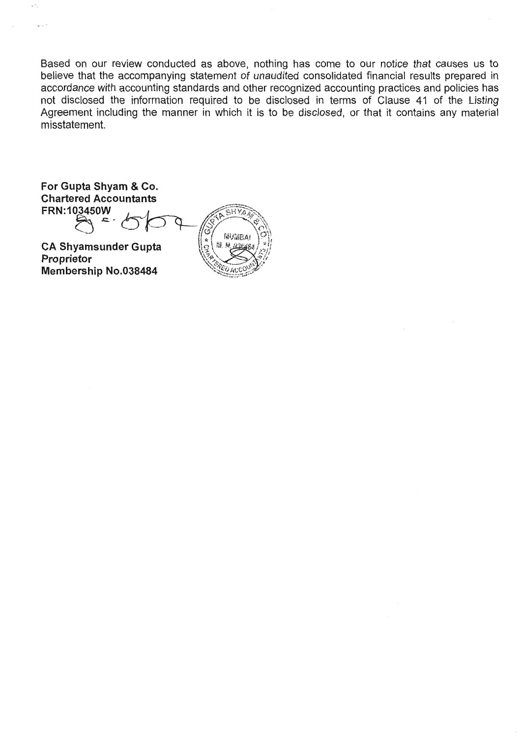Based on our review conducted as above, nothing has come to our notice that causes us to believe that the accompanying statement of unaudited consolidated financial results prepared in accordance with accounting standards and other recognized accounting practices and policies has not disclosed the information required to be disclosed in terms of Clause 41 of the Listing Agreement including the manner in which it is to be disclosed, or that it contains any material misstatement.

**For Gupta Shyam & Co.**
**Chartered Accountants**
**FRN:103450W**

**CA Shyamsunder Gupta**
**Proprietor**
**Membership No.038484**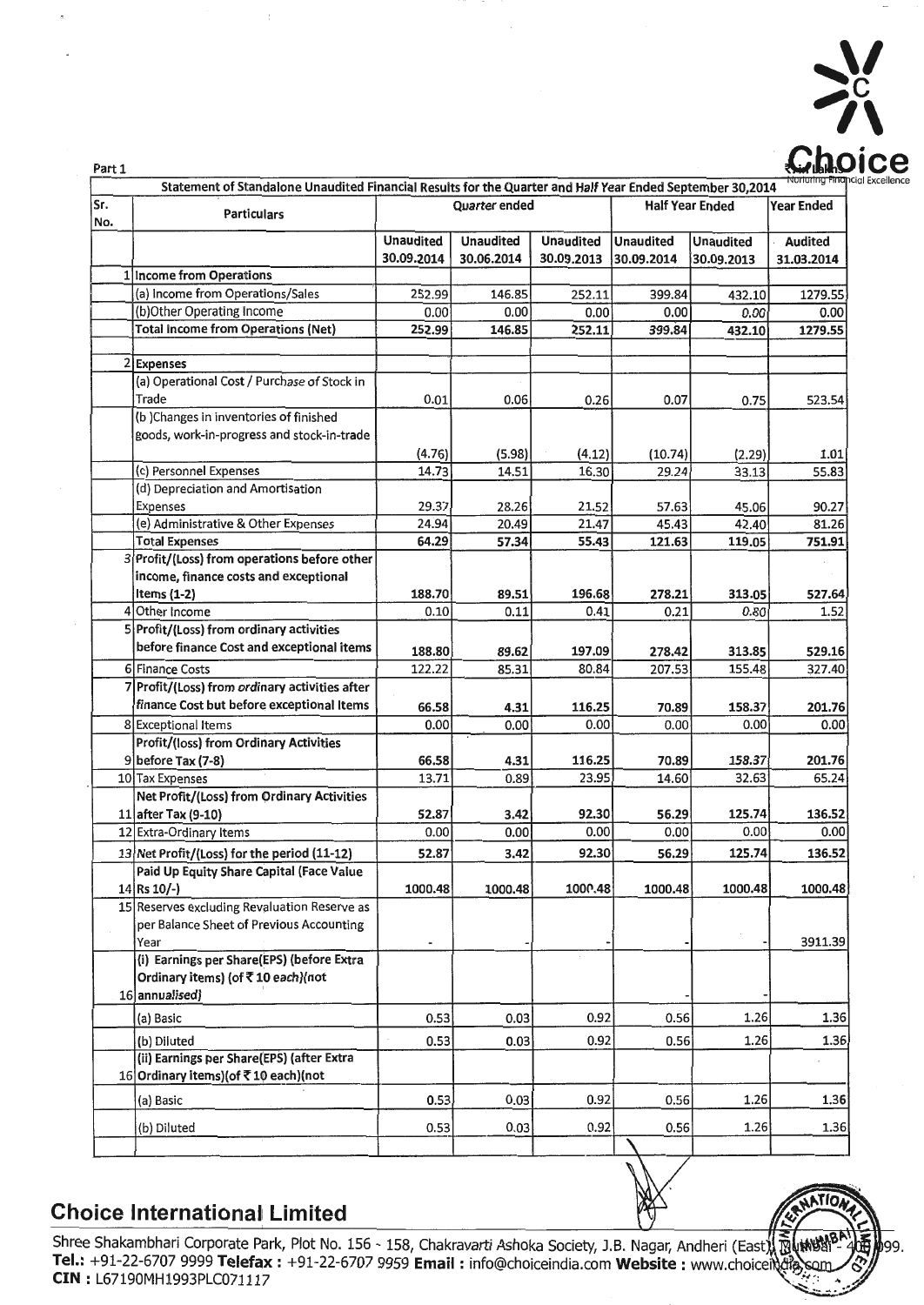Part 1

**Statement of Standalone Unaudited Financial Results for the Quarter and Half Year Ended September 30,2014**

| Sr. No. | Particulars | Quarter ended | | | Half Year Ended | | Year Ended |
|---|---|---|---|---|---|---|---|
| | | Unaudited 30.09.2014 | Unaudited 30.06.2014 | Unaudited 30.09.2013 | Unaudited 30.09.2014 | Unaudited 30.09.2013 | Audited 31.03.2014 |
| 1 | **Income from Operations** | | | | | | |
| | (a) Income from Operations/Sales | 252.99 | 146.85 | 252.11 | 399.84 | 432.10 | 1279.55 |
| | (b)Other Operating Income | 0.00 | 0.00 | 0.00 | 0.00 | 0.00 | 0.00 |
| | **Total Income from Operations (Net)** | **252.99** | **146.85** | **252.11** | **399.84** | **432.10** | **1279.55** |
| 2 | **Expenses** | | | | | | |
| | (a) Operational Cost / Purchase of Stock in Trade | 0.01 | 0.06 | 0.26 | 0.07 | 0.75 | 523.54 |
| | (b )Changes in inventories of finished goods, work-in-progress and stock-in-trade | (4.76) | (5.98) | (4.12) | (10.74) | (2.29) | 1.01 |
| | (c) Personnel Expenses | 14.73 | 14.51 | 16.30 | 29.24 | 33.13 | 55.83 |
| | (d) Depreciation and Amortisation Expenses | 29.37 | 28.26 | 21.52 | 57.63 | 45.06 | 90.27 |
| | (e) Administrative & Other Expenses | 24.94 | 20.49 | 21.47 | 45.43 | 42.40 | 81.26 |
| | **Total Expenses** | **64.29** | **57.34** | **55.43** | **121.63** | **119.05** | **751.91** |
| 3 | **Profit/(Loss) from operations before other income, finance costs and exceptional Items (1-2)** | **188.70** | **89.51** | **196.68** | **278.21** | **313.05** | **527.64** |
| 4 | Other Income | 0.10 | 0.11 | 0.41 | 0.21 | 0.80 | 1.52 |
| 5 | **Profit/(Loss) from ordinary activities before finance Cost and exceptional items** | **188.80** | **89.62** | **197.09** | **278.42** | **313.85** | **529.16** |
| 6 | Finance Costs | 122.22 | 85.31 | 80.84 | 207.53 | 155.48 | 327.40 |
| 7 | **Profit/(Loss) from ordinary activities after finance Cost but before exceptional Items** | **66.58** | **4.31** | **116.25** | **70.89** | **158.37** | **201.76** |
| 8 | Exceptional Items | 0.00 | 0.00 | 0.00 | 0.00 | 0.00 | 0.00 |
| 9 | **Profit/(loss) from Ordinary Activities before Tax (7-8)** | **66.58** | **4.31** | **116.25** | **70.89** | **158.37** | **201.76** |
| 10 | Tax Expenses | 13.71 | 0.89 | 23.95 | 14.60 | 32.63 | 65.24 |
| 11 | **Net Profit/(Loss) from Ordinary Activities after Tax (9-10)** | **52.87** | **3.42** | **92.30** | **56.29** | **125.74** | **136.52** |
| 12 | Extra-Ordinary Items | 0.00 | 0.00 | 0.00 | 0.00 | 0.00 | 0.00 |
| 13 | **Net Profit/(Loss) for the period (11-12)** | **52.87** | **3.42** | **92.30** | **56.29** | **125.74** | **136.52** |
| 14 | **Paid Up Equity Share Capital (Face Value Rs 10/-)** | **1000.48** | **1000.48** | **1000.48** | **1000.48** | **1000.48** | **1000.48** |
| 15 | Reserves excluding Revaluation Reserve as per Balance Sheet of Previous Accounting Year | - | - | - | - | - | 3911.39 |
| 16 | **(i) Earnings per Share(EPS) (before Extra Ordinary items) (of ₹ 10 each)(not annualised)** | | | | - | - | |
| | (a) Basic | 0.53 | 0.03 | 0.92 | 0.56 | 1.26 | 1.36 |
| | (b) Diluted | 0.53 | 0.03 | 0.92 | 0.56 | 1.26 | 1.36 |
| 16 | **(ii) Earnings per Share(EPS) (after Extra Ordinary items)(of ₹ 10 each)(not** | | | | | | |
| | (a) Basic | 0.53 | 0.03 | 0.92 | 0.56 | 1.26 | 1.36 |
| | (b) Diluted | 0.53 | 0.03 | 0.92 | 0.56 | 1.26 | 1.36 |

## Choice International Limited

Shree Shakambhari Corporate Park, Plot No. 156 - 158, Chakravarti Ashoka Society, J.B. Nagar, Andheri (East), Mumbai - 400 099.
**Tel.:** +91-22-6707 9999 **Telefax :** +91-22-6707 9959 **Email :** info@choiceindia.com **Website :** www.choiceindia.com
**CIN :** L67190MH1993PLC071117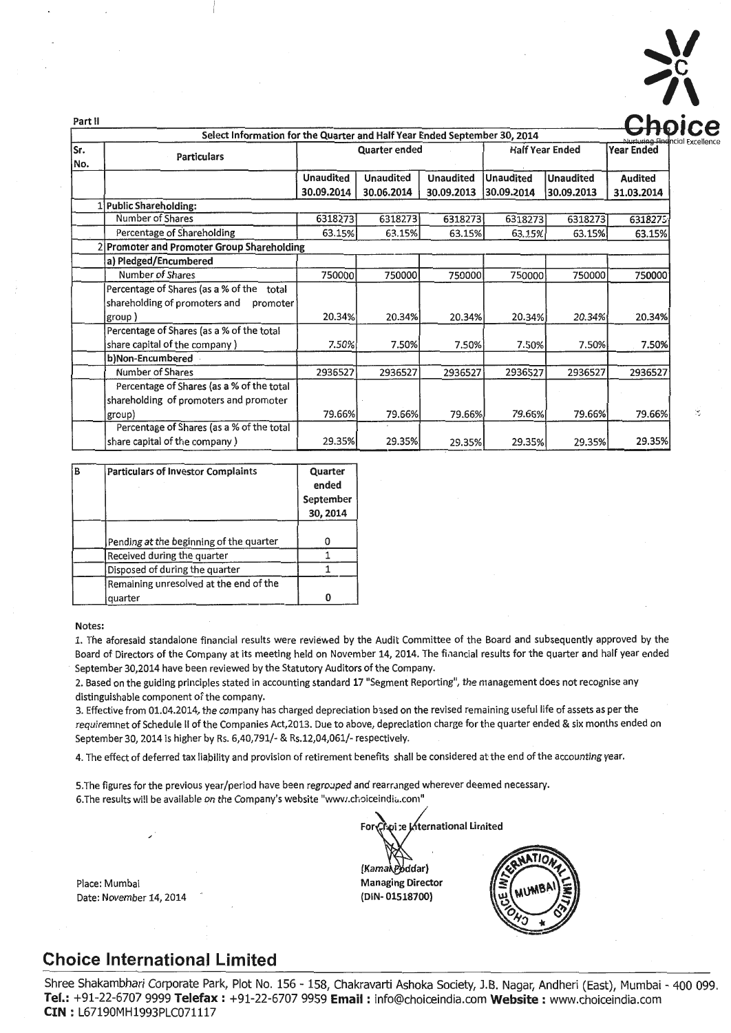Part II

| Sr. No. | Particulars | Quarter ended | | | Half Year Ended | | Year Ended |
|---|---|---|---|---|---|---|---|
| | | Unaudited 30.09.2014 | Unaudited 30.06.2014 | Unaudited 30.09.2013 | Unaudited 30.09.2014 | Unaudited 30.09.2013 | Audited 31.03.2014 |
| 1 | **Public Shareholding:** | | | | | | |
| | Number of Shares | 6318273 | 6318273 | 6318273 | 6318273 | 6318273 | 6318273 |
| | Percentage of Shareholding | 63.15% | 63.15% | 63.15% | 63.15% | 63.15% | 63.15% |
| 2 | **Promoter and Promoter Group Shareholding** | | | | | | |
| | **a) Pledged/Encumbered** | | | | | | |
| | Number of Shares | 750000 | 750000 | 750000 | 750000 | 750000 | 750000 |
| | Percentage of Shares (as a % of the total shareholding of promoters and promoter group) | 20.34% | 20.34% | 20.34% | 20.34% | 20.34% | 20.34% |
| | Percentage of Shares (as a % of the total share capital of the company) | 7.50% | 7.50% | 7.50% | 7.50% | 7.50% | 7.50% |
| | **b)Non-Encumbered** | | | | | | |
| | Number of Shares | 2936527 | 2936527 | 2936527 | 2936527 | 2936527 | 2936527 |
| | Percentage of Shares (as a % of the total shareholding of promoters and promoter group) | 79.66% | 79.66% | 79.66% | 79.66% | 79.66% | 79.66% |
| | Percentage of Shares (as a % of the total share capital of the company) | 29.35% | 29.35% | 29.35% | 29.35% | 29.35% | 29.35% |

| B | Particulars of Investor Complaints | Quarter ended September 30, 2014 |
|---|---|---|
| | Pending at the beginning of the quarter | 0 |
| | Received during the quarter | 1 |
| | Disposed of during the quarter | 1 |
| | Remaining unresolved at the end of the quarter | 0 |

Notes:

1. The aforesaid standalone financial results were reviewed by the Audit Committee of the Board and subsequently approved by the Board of Directors of the Company at its meeting held on November 14, 2014. The financial results for the quarter and half year ended September 30,2014 have been reviewed by the Statutory Auditors of the Company.
2. Based on the guiding principles stated in accounting standard 17 "Segment Reporting", the management does not recognise any distinguishable component of the company.
3. Effective from 01.04.2014, the company has charged depreciation based on the revised remaining useful life of assets as per the requiremnet of Schedule II of the Companies Act,2013. Due to above, depreciation charge for the quarter ended & six months ended on September 30, 2014 is higher by Rs. 6,40,791/- & Rs.12,04,061/- respectively.
4. The effect of deferred tax liability and provision of retirement benefits shall be considered at the end of the accounting year.
5. The figures for the previous year/period have been regrouped and rearranged wherever deemed necessary.
6. The results will be available on the Company's website "www.choiceindia.com"

For Choice International Limited

(Kamal Poddar)
Managing Director
(DIN- 01518700)

Place: Mumbai
Date: November 14, 2014

## Choice International Limited

Shree Shakambhari Corporate Park, Plot No. 156 - 158, Chakravarti Ashoka Society, J.B. Nagar, Andheri (East), Mumbai - 400 099.
**Tel.:** +91-22-6707 9999 **Telefax :** +91-22-6707 9959 **Email :** info@choiceindia.com **Website :** www.choiceindia.com
**CIN :** L67190MH1993PLC071117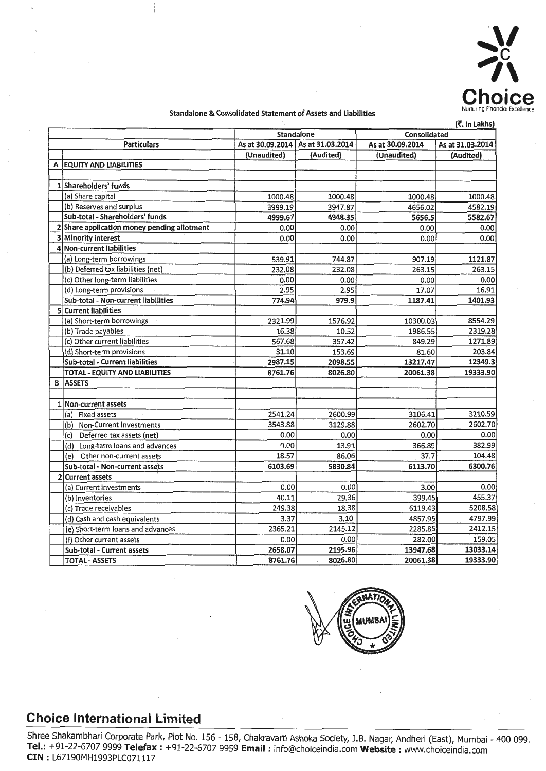Choice
Nurturing Financial Excellence

## Standalone & Consolidated Statement of Assets and Liabilities

(₹. In Lakhs)

| | Particulars | Standalone | | Consolidated | |
|---|---|---|---|---|---|
| | | As at 30.09.2014 | As at 31.03.2014 | As at 30.09.2014 | As at 31.03.2014 |
| | | (Unaudited) | (Audited) | (Unaudited) | (Audited) |
| A | EQUITY AND LIABILITIES | | | | |
| 1 | Shareholders' funds | | | | |
| | (a) Share capital | 1000.48 | 1000.48 | 1000.48 | 1000.48 |
| | (b) Reserves and surplus | 3999.19 | 3947.87 | 4656.02 | 4582.19 |
| | Sub-total - Shareholders' funds | 4999.67 | 4948.35 | 5656.5 | 5582.67 |
| 2 | Share application money pending allotment | 0.00 | 0.00 | 0.00 | 0.00 |
| 3 | Minority interest | 0.00 | 0.00 | 0.00 | 0.00 |
| 4 | Non-current liabilities | | | | |
| | (a) Long-term borrowings | 539.91 | 744.87 | 907.19 | 1121.87 |
| | (b) Deferred tax liabilities (net) | 232.08 | 232.08 | 263.15 | 263.15 |
| | (c) Other long-term liabilities | 0.00 | 0.00 | 0.00 | 0.00 |
| | (d) Long-term provisions | 2.95 | 2.95 | 17.07 | 16.91 |
| | Sub-total - Non-current liabilities | 774.94 | 979.9 | 1187.41 | 1401.93 |
| 5 | Current liabilities | | | | |
| | (a) Short-term borrowings | 2321.99 | 1576.92 | 10300.03 | 8554.29 |
| | (b) Trade payables | 16.38 | 10.52 | 1986.55 | 2319.28 |
| | (c) Other current liabilities | 567.68 | 357.42 | 849.29 | 1271.89 |
| | (d) Short-term provisions | 81.10 | 153.69 | 81.60 | 203.84 |
| | Sub-total - Current liabilities | 2987.15 | 2098.55 | 13217.47 | 12349.3 |
| | TOTAL - EQUITY AND LIABILITIES | 8761.76 | 8026.80 | 20061.38 | 19333.90 |
| B | ASSETS | | | | |
| 1 | Non-current assets | | | | |
| | (a) Fixed assets | 2541.24 | 2600.99 | 3106.41 | 3210.59 |
| | (b) Non-Current Investments | 3543.88 | 3129.88 | 2602.70 | 2602.70 |
| | (c) Deferred tax assets (net) | 0.00 | 0.00 | 0.00 | 0.00 |
| | (d) Long-term loans and advances | 0.00 | 13.91 | 366.89 | 382.99 |
| | (e) Other non-current assets | 18.57 | 86.06 | 37.7 | 104.48 |
| | Sub-total - Non-current assets | 6103.69 | 5830.84 | 6113.70 | 6300.76 |
| 2 | Current assets | | | | |
| | (a) Current investments | 0.00 | 0.00 | 3.00 | 0.00 |
| | (b) Inventories | 40.11 | 29.36 | 399.45 | 455.37 |
| | (c) Trade receivables | 249.38 | 18.38 | 6119.43 | 5208.58 |
| | (d) Cash and cash equivalents | 3.37 | 3.10 | 4857.95 | 4797.99 |
| | (e) Short-term loans and advances | 2365.21 | 2145.12 | 2285.85 | 2412.15 |
| | (f) Other current assets | 0.00 | 0.00 | 282.00 | 159.05 |
| | Sub-total - Current assets | 2658.07 | 2195.96 | 13947.68 | 13033.14 |
| | TOTAL - ASSETS | 8761.76 | 8026.80 | 20061.38 | 19333.90 |

**Choice International Limited**

Shree Shakambhari Corporate Park, Plot No. 156 - 158, Chakravarti Ashoka Society, J.B. Nagar, Andheri (East), Mumbai - 400 099.
**Tel.:** +91-22-6707 9999 **Telefax :** +91-22-6707 9959 **Email :** info@choiceindia.com **Website :** www.choiceindia.com
**CIN :** L67190MH1993PLC071117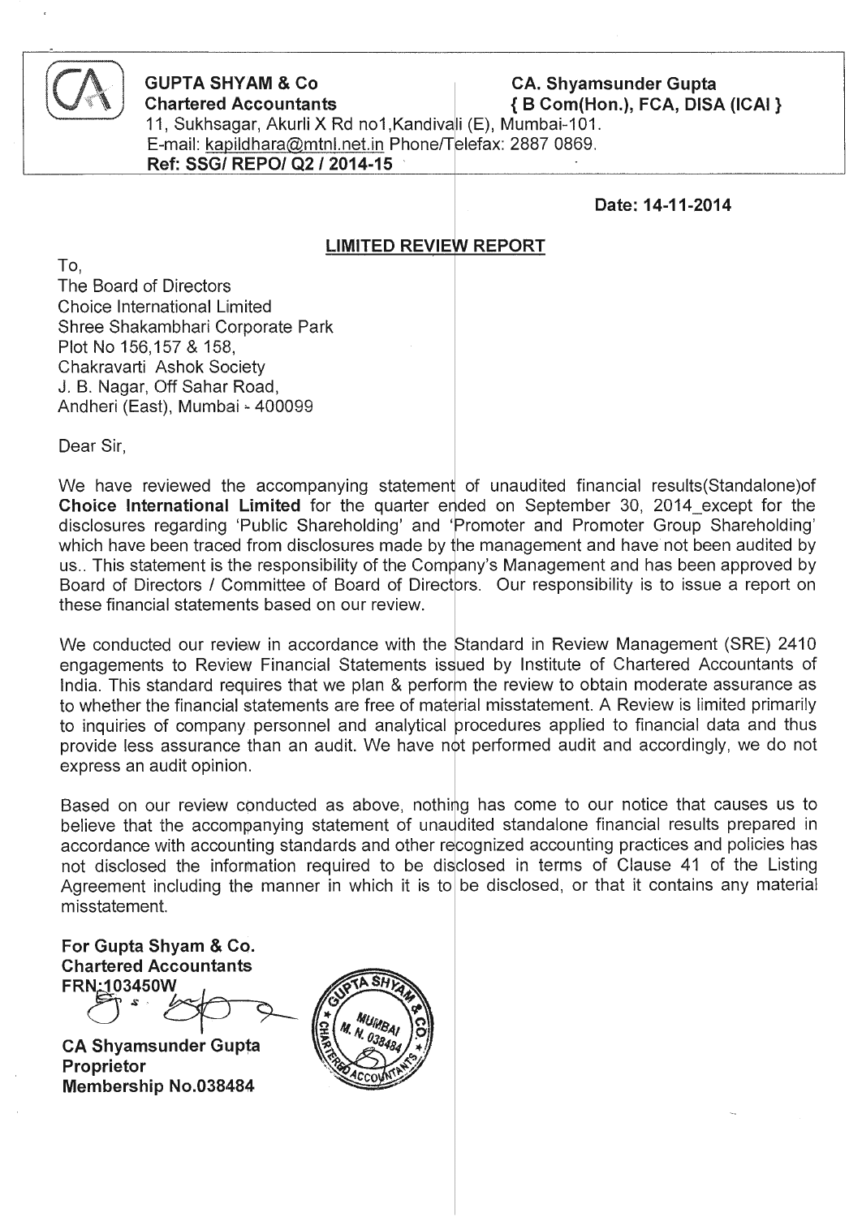**GUPTA SHYAM & Co**
**Chartered Accountants**

**CA. Shyamsunder Gupta**
**{ B Com(Hon.), FCA, DISA (ICAI }**

11, Sukhsagar, Akurli X Rd no1,Kandivali (E), Mumbai-101.
E-mail: kapildhara@mtnl.net.in Phone/Telefax: 2887 0869.
**Ref: SSG/ REPO/ Q2 / 2014-15**

**Date: 14-11-2014**

## LIMITED REVIEW REPORT

To,
The Board of Directors
Choice International Limited
Shree Shakambhari Corporate Park
Plot No 156,157 & 158,
Chakravarti Ashok Society
J. B. Nagar, Off Sahar Road,
Andheri (East), Mumbai - 400099

Dear Sir,

We have reviewed the accompanying statement of unaudited financial results(Standalone)of **Choice International Limited** for the quarter ended on September 30, 2014_except for the disclosures regarding 'Public Shareholding' and 'Promoter and Promoter Group Shareholding' which have been traced from disclosures made by the management and have not been audited by us.. This statement is the responsibility of the Company's Management and has been approved by Board of Directors / Committee of Board of Directors. Our responsibility is to issue a report on these financial statements based on our review.

We conducted our review in accordance with the Standard in Review Management (SRE) 2410 engagements to Review Financial Statements issued by Institute of Chartered Accountants of India. This standard requires that we plan & perform the review to obtain moderate assurance as to whether the financial statements are free of material misstatement. A Review is limited primarily to inquiries of company personnel and analytical procedures applied to financial data and thus provide less assurance than an audit. We have not performed audit and accordingly, we do not express an audit opinion.

Based on our review conducted as above, nothing has come to our notice that causes us to believe that the accompanying statement of unaudited standalone financial results prepared in accordance with accounting standards and other recognized accounting practices and policies has not disclosed the information required to be disclosed in terms of Clause 41 of the Listing Agreement including the manner in which it is to be disclosed, or that it contains any material misstatement.

**For Gupta Shyam & Co.**
**Chartered Accountants**
**FRN:103450W**

**CA Shyamsunder Gupta**
**Proprietor**
**Membership No.038484**